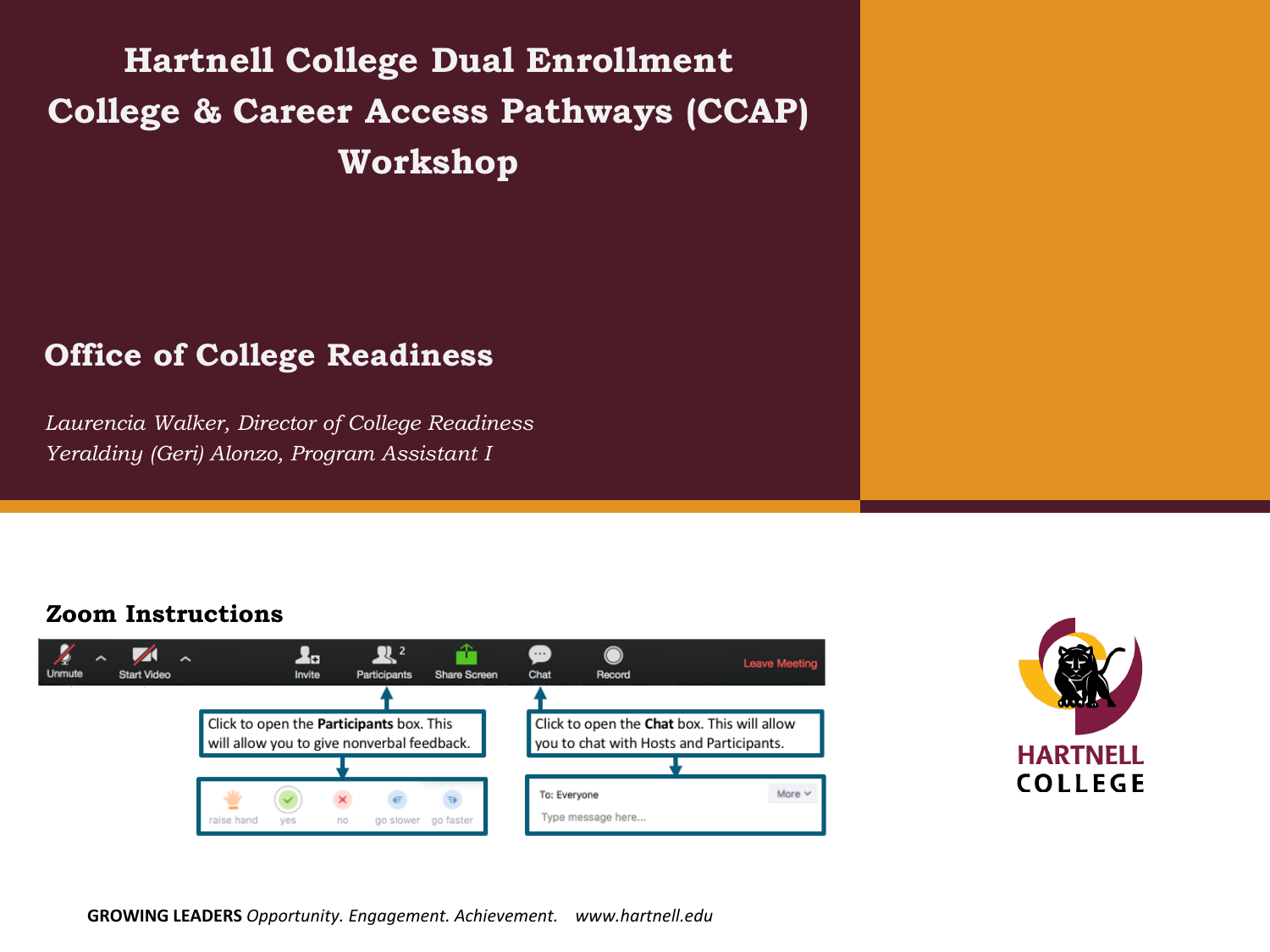# Hartnell College Dual Enrollment College & Career Access Pathways (CCAP) Workshop

## Office of College Readiness

*Laurencia Walker, Director of College Readiness*
*Yeraldiny (Geri) Alonzo, Program Assistant I*

### Zoom Instructions

Unmute | Start Video | Invite | Participants | Share Screen | Chat | Record | Leave Meeting

Click to open the **Participants** box. This will allow you to give nonverbal feedback.

raise hand | yes | no | go slower | go faster

Click to open the **Chat** box. This will allow you to chat with Hosts and Participants.

To: Everyone
Type message here...

HARTNELL COLLEGE

**GROWING LEADERS** *Opportunity. Engagement. Achievement.* *www.hartnell.edu*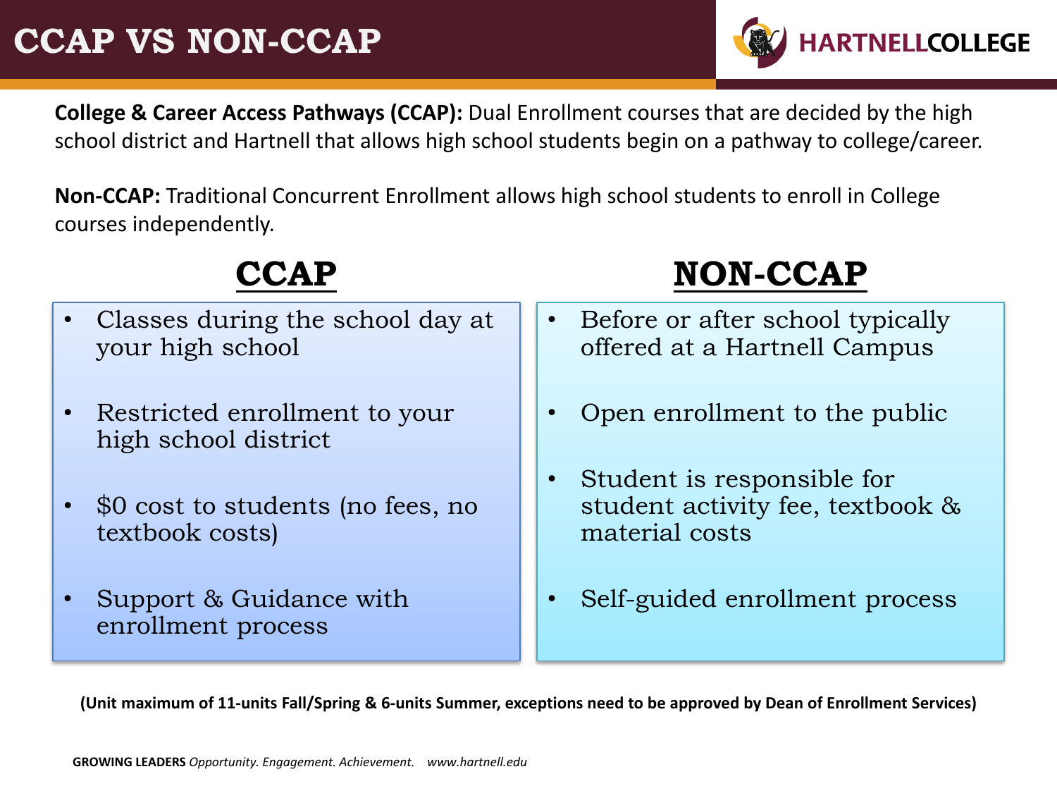# CCAP VS NON-CCAP

**College & Career Access Pathways (CCAP):** Dual Enrollment courses that are decided by the high school district and Hartnell that allows high school students begin on a pathway to college/career.

**Non-CCAP:** Traditional Concurrent Enrollment allows high school students to enroll in College courses independently.

| CCAP | NON-CCAP |
| --- | --- |
| Classes during the school day at your high school | Before or after school typically offered at a Hartnell Campus |
| Restricted enrollment to your high school district | Open enrollment to the public |
| $0 cost to students (no fees, no textbook costs) | Student is responsible for student activity fee, textbook & material costs |
| Support & Guidance with enrollment process | Self-guided enrollment process |

**(Unit maximum of 11-units Fall/Spring & 6-units Summer, exceptions need to be approved by Dean of Enrollment Services)**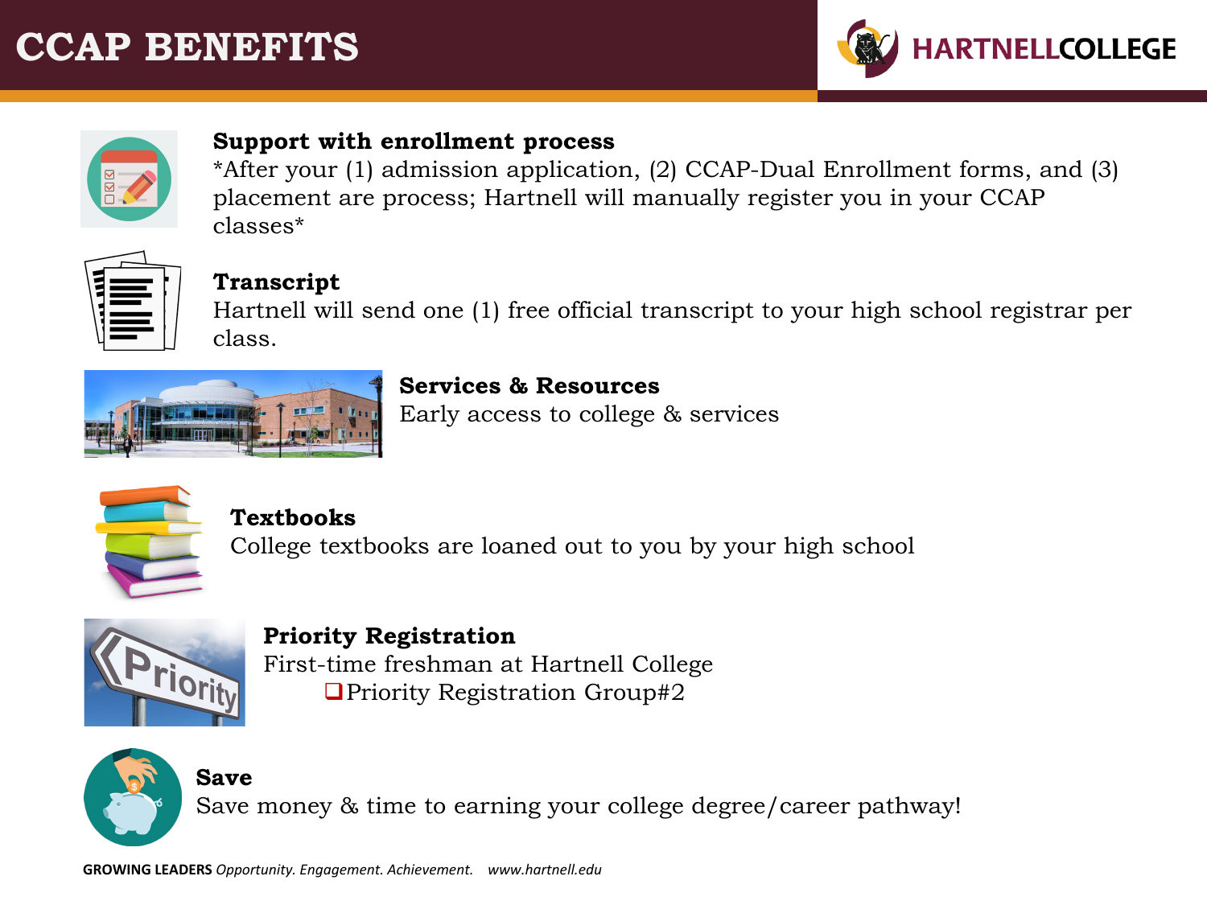# CCAP BENEFITS

**Support with enrollment process**
*After your (1) admission application, (2) CCAP-Dual Enrollment forms, and (3) placement are process; Hartnell will manually register you in your CCAP classes*

**Transcript**
Hartnell will send one (1) free official transcript to your high school registrar per class.

**Services & Resources**
Early access to college & services

**Textbooks**
College textbooks are loaned out to you by your high school

**Priority Registration**
First-time freshman at Hartnell College
- ❑ Priority Registration Group#2

**Save**
Save money & time to earning your college degree/career pathway!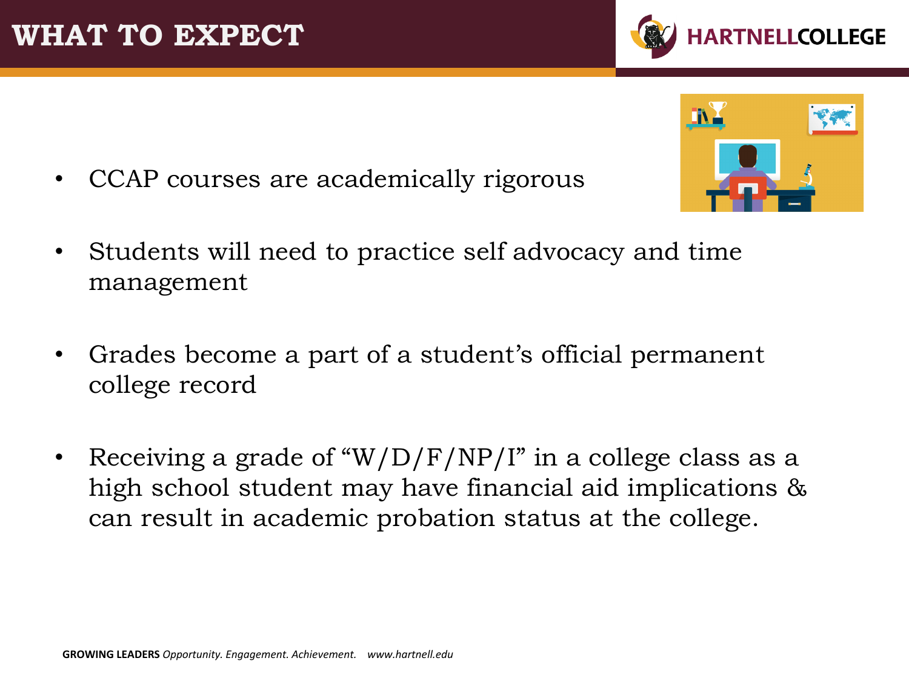# WHAT TO EXPECT

- CCAP courses are academically rigorous
- Students will need to practice self advocacy and time management
- Grades become a part of a student's official permanent college record
- Receiving a grade of "W/D/F/NP/I" in a college class as a high school student may have financial aid implications & can result in academic probation status at the college.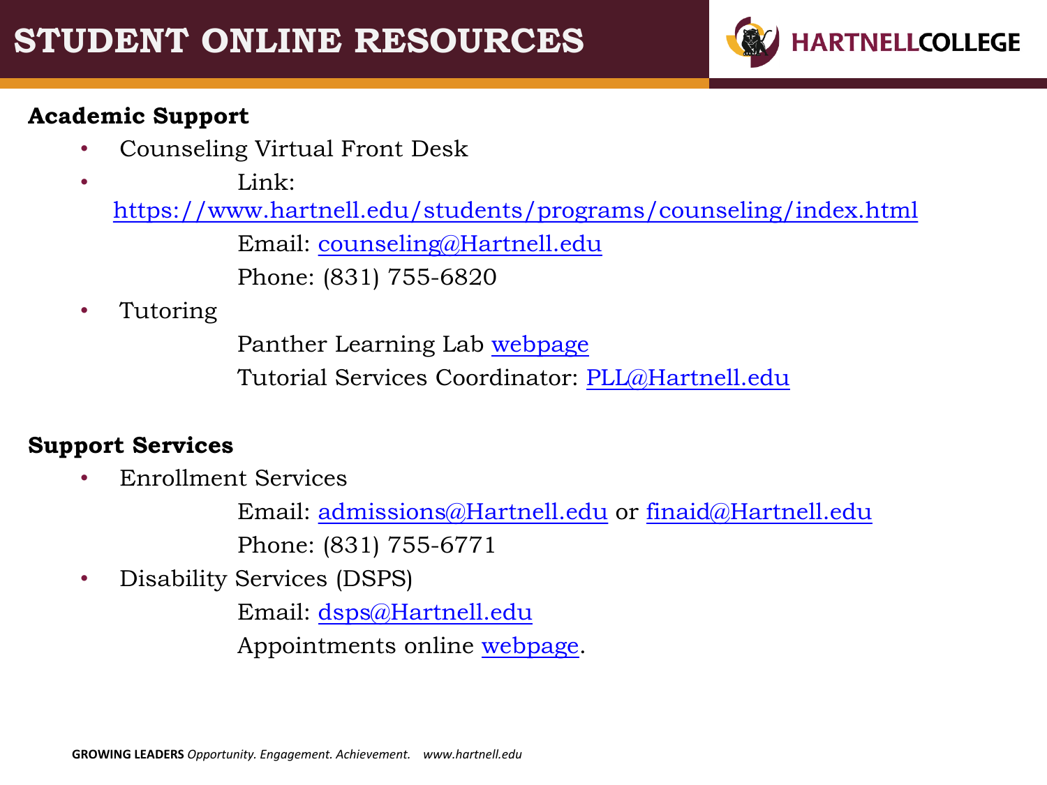# STUDENT ONLINE RESOURCES

HARTNELLCOLLEGE

**Academic Support**

- Counseling Virtual Front Desk
- Link: https://www.hartnell.edu/students/programs/counseling/index.html
  Email: counseling@Hartnell.edu
  Phone: (831) 755-6820
- Tutoring
  Panther Learning Lab webpage
  Tutorial Services Coordinator: PLL@Hartnell.edu

**Support Services**

- Enrollment Services
  Email: admissions@Hartnell.edu or finaid@Hartnell.edu
  Phone: (831) 755-6771
- Disability Services (DSPS)
  Email: dsps@Hartnell.edu
  Appointments online webpage.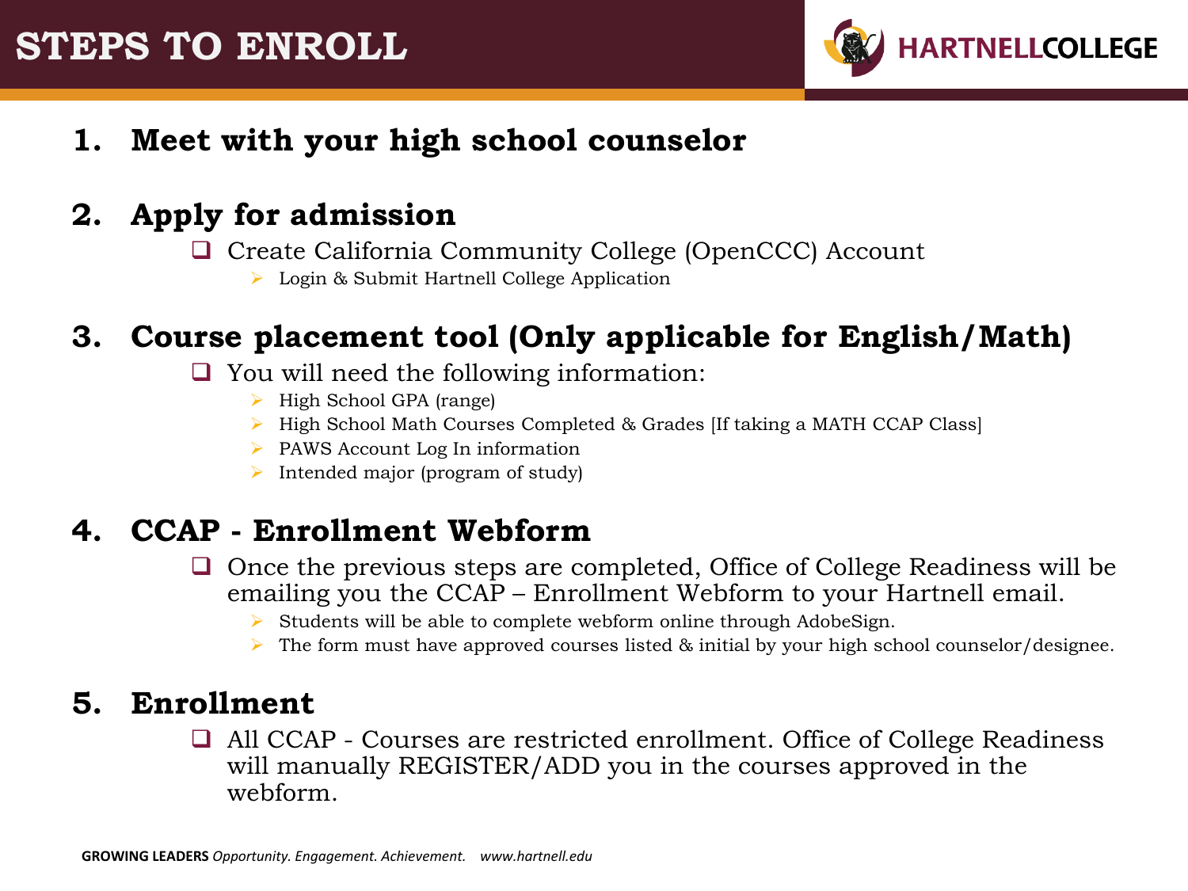# STEPS TO ENROLL

HARTNELLCOLLEGE

1. **Meet with your high school counselor**

2. **Apply for admission**
   - Create California Community College (OpenCCC) Account
     - Login & Submit Hartnell College Application

3. **Course placement tool (Only applicable for English/Math)**
   - You will need the following information:
     - High School GPA (range)
     - High School Math Courses Completed & Grades [If taking a MATH CCAP Class]
     - PAWS Account Log In information
     - Intended major (program of study)

4. **CCAP - Enrollment Webform**
   - Once the previous steps are completed, Office of College Readiness will be emailing you the CCAP – Enrollment Webform to your Hartnell email.
     - Students will be able to complete webform online through AdobeSign.
     - The form must have approved courses listed & initial by your high school counselor/designee.

5. **Enrollment**
   - All CCAP - Courses are restricted enrollment. Office of College Readiness will manually REGISTER/ADD you in the courses approved in the webform.

**GROWING LEADERS** *Opportunity. Engagement. Achievement.* *www.hartnell.edu*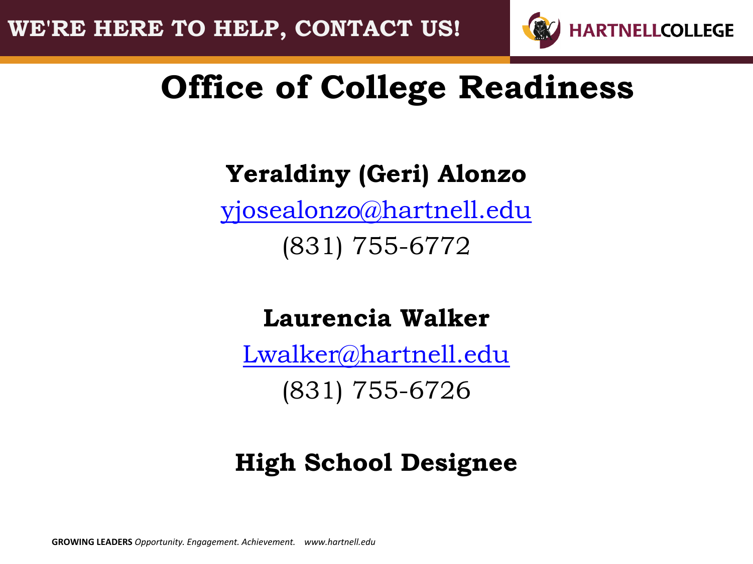WE'RE HERE TO HELP, CONTACT US!

HARTNELLCOLLEGE

# Office of College Readiness

**Yeraldiny (Geri) Alonzo**

yjosealonzo@hartnell.edu

(831) 755-6772

**Laurencia Walker**

Lwalker@hartnell.edu

(831) 755-6726

**High School Designee**

**GROWING LEADERS** *Opportunity. Engagement. Achievement.* *www.hartnell.edu*